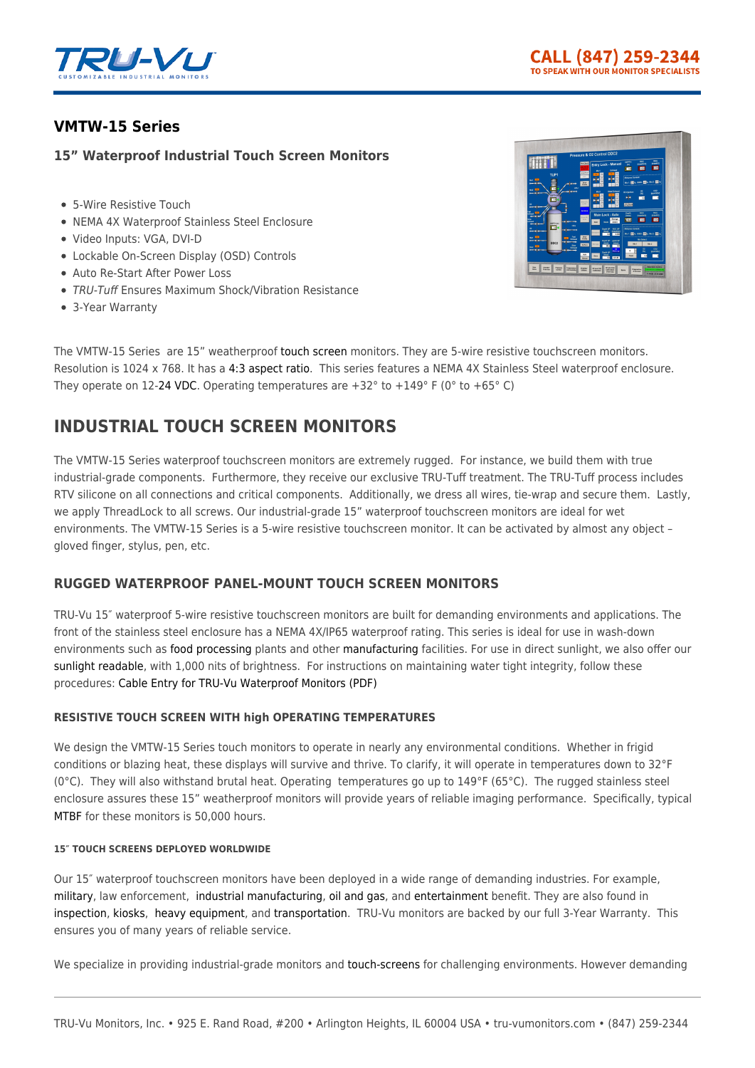## VMTW-15 Series

### 15" Waterproof Industrial Touch Screen Monitors

- 5-Wire Resistive Touch
- NEMA 4X Waterproof Stainless Steel Enclosure
- Video Inputs: VGA, DVI-D
- Lockable On-Screen Display (OSD) Controls
- Auto Re-Start After Power Loss
- *TRU-Tuff* Ensures Maximum Shock/Vibration Resistance
- 3-Year Warranty

The VMTW-15 Series are 15" weatherproof touch screen monitors. They are 5-wire resistive touchscreen monitors. Resolution is 1024 x 768. It has a 4:3 aspect ratio. This series features a NEMA 4X Stainless Steel waterproof enclosure. They operate on 12-24 VDC. Operating temperatures are +32° to +149° F (0° to +65° C)

# INDUSTRIAL TOUCH SCREEN MONITORS

The VMTW-15 Series waterproof touchscreen monitors are extremely rugged. For instance, we build them with true industrial-grade components. Furthermore, they receive our exclusive TRU-Tuff treatment. The TRU-Tuff process includes RTV silicone on all connections and critical components. Additionally, we dress all wires, tie-wrap and secure them. Lastly, we apply ThreadLock to all screws. Our industrial-grade 15" waterproof touchscreen monitors are ideal for wet environments. The VMTW-15 Series is a 5-wire resistive touchscreen monitor. It can be activated by almost any object – gloved finger, stylus, pen, etc.

## RUGGED WATERPROOF PANEL-MOUNT TOUCH SCREEN MONITORS

TRU-Vu 15″ waterproof 5-wire resistive touchscreen monitors are built for demanding environments and applications. The front of the stainless steel enclosure has a NEMA 4X/IP65 waterproof rating. This series is ideal for use in wash-down environments such as food processing plants and other manufacturing facilities. For use in direct sunlight, we also offer our sunlight readable, with 1,000 nits of brightness. For instructions on maintaining water tight integrity, follow these procedures: Cable Entry for TRU-Vu Waterproof Monitors (PDF)

### RESISTIVE TOUCH SCREEN WITH high OPERATING TEMPERATURES

We design the VMTW-15 Series touch monitors to operate in nearly any environmental conditions. Whether in frigid conditions or blazing heat, these displays will survive and thrive. To clarify, it will operate in temperatures down to 32°F (0°C). They will also withstand brutal heat. Operating temperatures go up to 149°F (65°C). The rugged stainless steel enclosure assures these 15" weatherproof monitors will provide years of reliable imaging performance. Specifically, typical MTBF for these monitors is 50,000 hours.

#### 15″ TOUCH SCREENS DEPLOYED WORLDWIDE

Our 15″ waterproof touchscreen monitors have been deployed in a wide range of demanding industries. For example, military, law enforcement, industrial manufacturing, oil and gas, and entertainment benefit. They are also found in inspection, kiosks, heavy equipment, and transportation. TRU-Vu monitors are backed by our full 3-Year Warranty. This ensures you of many years of reliable service.

We specialize in providing industrial-grade monitors and touch-screens for challenging environments. However demanding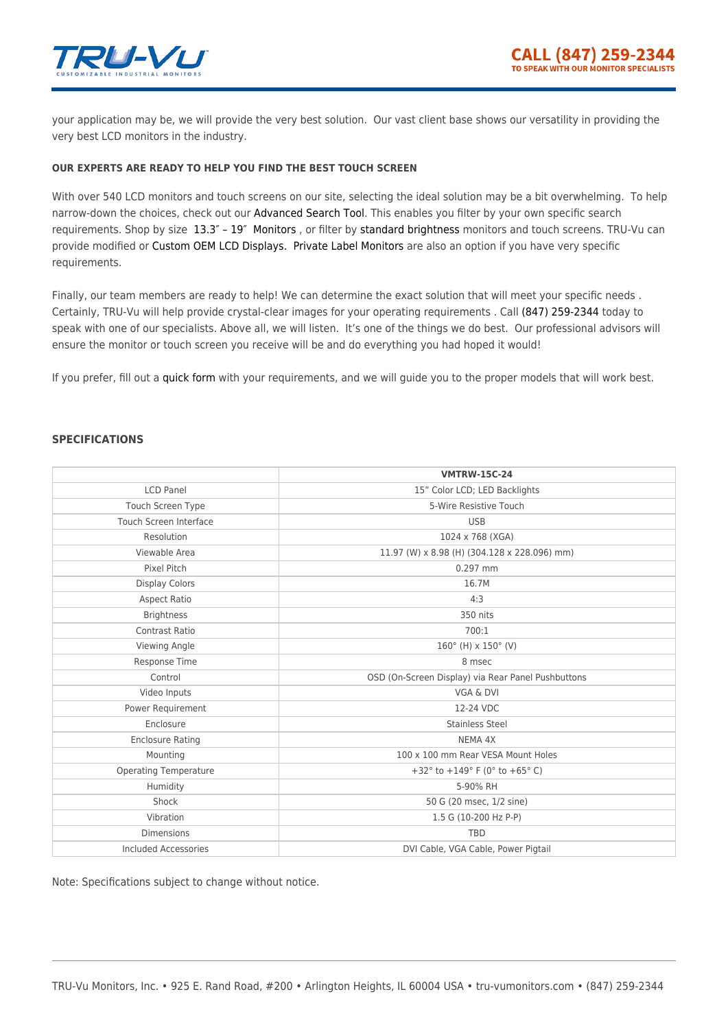your application may be, we will provide the very best solution.  Our vast client base shows our versatility in providing the very best LCD monitors in the industry.

**OUR EXPERTS ARE READY TO HELP YOU FIND THE BEST TOUCH SCREEN**

With over 540 LCD monitors and touch screens on our site, selecting the ideal solution may be a bit overwhelming.  To help narrow-down the choices, check out our Advanced Search Tool. This enables you filter by your own specific search requirements. Shop by size  13.3″ – 19″  Monitors , or filter by standard brightness monitors and touch screens. TRU-Vu can provide modified or Custom OEM LCD Displays.  Private Label Monitors are also an option if you have very specific requirements.

Finally, our team members are ready to help! We can determine the exact solution that will meet your specific needs . Certainly, TRU-Vu will help provide crystal-clear images for your operating requirements . Call (847) 259-2344 today to speak with one of our specialists. Above all, we will listen.  It's one of the things we do best.  Our professional advisors will ensure the monitor or touch screen you receive will be and do everything you had hoped it would!

If you prefer, fill out a quick form with your requirements, and we will guide you to the proper models that will work best.

**SPECIFICATIONS**

| | **VMTRW-15C-24** |
|---|---|
| LCD Panel | 15" Color LCD; LED Backlights |
| Touch Screen Type | 5-Wire Resistive Touch |
| Touch Screen Interface | USB |
| Resolution | 1024 x 768 (XGA) |
| Viewable Area | 11.97 (W) x 8.98 (H) (304.128 x 228.096) mm) |
| Pixel Pitch | 0.297 mm |
| Display Colors | 16.7M |
| Aspect Ratio | 4:3 |
| Brightness | 350 nits |
| Contrast Ratio | 700:1 |
| Viewing Angle | 160° (H) x 150° (V) |
| Response Time | 8 msec |
| Control | OSD (On-Screen Display) via Rear Panel Pushbuttons |
| Video Inputs | VGA & DVI |
| Power Requirement | 12-24 VDC |
| Enclosure | Stainless Steel |
| Enclosure Rating | NEMA 4X |
| Mounting | 100 x 100 mm Rear VESA Mount Holes |
| Operating Temperature | +32° to +149° F (0° to +65° C) |
| Humidity | 5-90% RH |
| Shock | 50 G (20 msec, 1/2 sine) |
| Vibration | 1.5 G (10-200 Hz P-P) |
| Dimensions | TBD |
| Included Accessories | DVI Cable, VGA Cable, Power Pigtail |

Note: Specifications subject to change without notice.